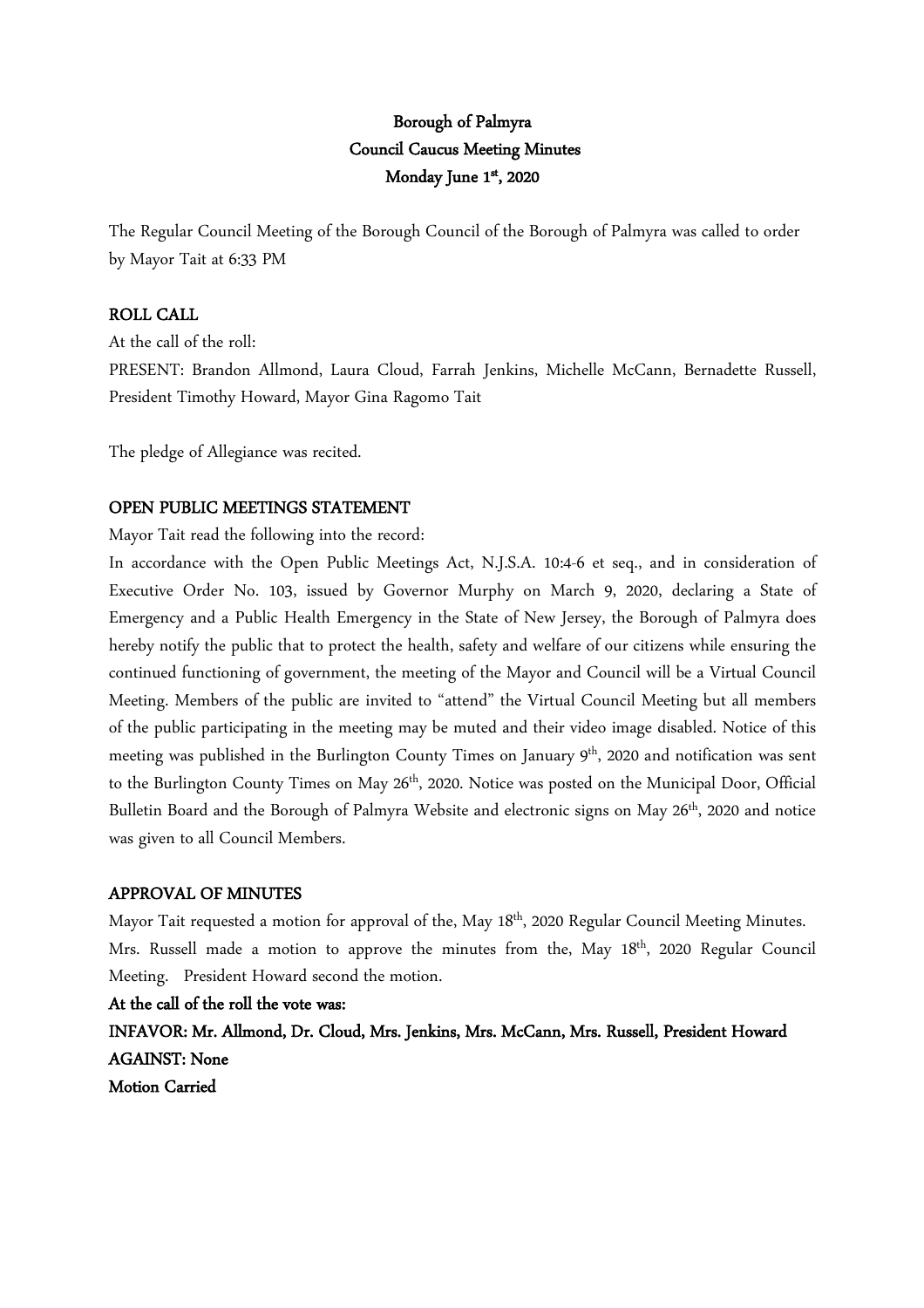# Borough of Palmyra
## Council Caucus Meeting Minutes
## Monday June 1st, 2020

The Regular Council Meeting of the Borough Council of the Borough of Palmyra was called to order by Mayor Tait at 6:33 PM

## ROLL CALL

At the call of the roll:

PRESENT: Brandon Allmond, Laura Cloud, Farrah Jenkins, Michelle McCann, Bernadette Russell, President Timothy Howard, Mayor Gina Ragomo Tait

The pledge of Allegiance was recited.

## OPEN PUBLIC MEETINGS STATEMENT

Mayor Tait read the following into the record:

In accordance with the Open Public Meetings Act, N.J.S.A. 10:4-6 et seq., and in consideration of Executive Order No. 103, issued by Governor Murphy on March 9, 2020, declaring a State of Emergency and a Public Health Emergency in the State of New Jersey, the Borough of Palmyra does hereby notify the public that to protect the health, safety and welfare of our citizens while ensuring the continued functioning of government, the meeting of the Mayor and Council will be a Virtual Council Meeting. Members of the public are invited to "attend" the Virtual Council Meeting but all members of the public participating in the meeting may be muted and their video image disabled. Notice of this meeting was published in the Burlington County Times on January 9th, 2020 and notification was sent to the Burlington County Times on May 26th, 2020. Notice was posted on the Municipal Door, Official Bulletin Board and the Borough of Palmyra Website and electronic signs on May 26th, 2020 and notice was given to all Council Members.

## APPROVAL OF MINUTES

Mayor Tait requested a motion for approval of the, May 18th, 2020 Regular Council Meeting Minutes. Mrs. Russell made a motion to approve the minutes from the, May 18th, 2020 Regular Council Meeting. President Howard second the motion.

**At the call of the roll the vote was:**

**INFAVOR: Mr. Allmond, Dr. Cloud, Mrs. Jenkins, Mrs. McCann, Mrs. Russell, President Howard**

**AGAINST: None**

**Motion Carried**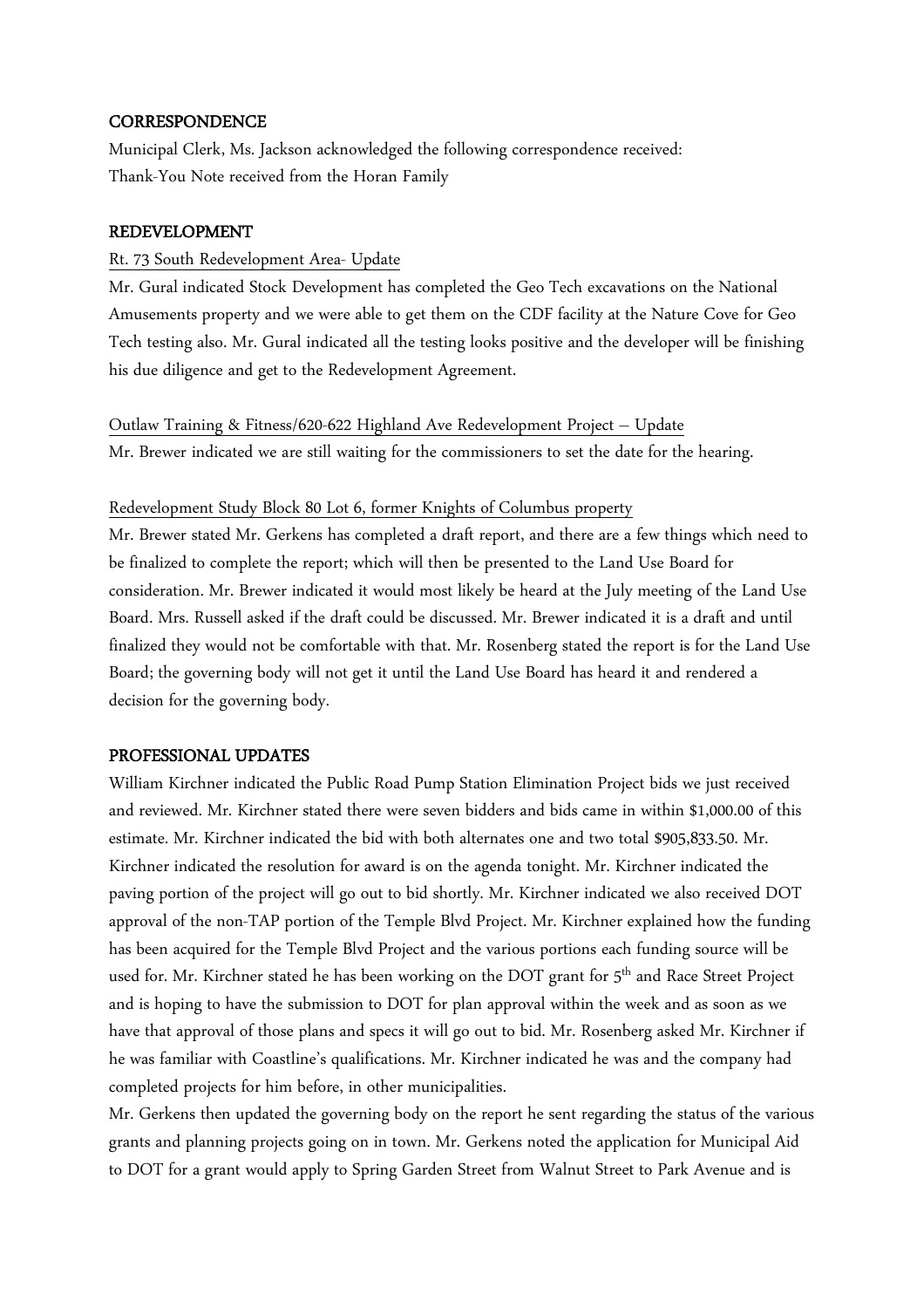## CORRESPONDENCE

Municipal Clerk, Ms. Jackson acknowledged the following correspondence received:
Thank-You Note received from the Horan Family

## REDEVELOPMENT

Rt. 73 South Redevelopment Area- Update

Mr. Gural indicated Stock Development has completed the Geo Tech excavations on the National Amusements property and we were able to get them on the CDF facility at the Nature Cove for Geo Tech testing also. Mr. Gural indicated all the testing looks positive and the developer will be finishing his due diligence and get to the Redevelopment Agreement.

Outlaw Training & Fitness/620-622 Highland Ave Redevelopment Project – Update

Mr. Brewer indicated we are still waiting for the commissioners to set the date for the hearing.

Redevelopment Study Block 80 Lot 6, former Knights of Columbus property

Mr. Brewer stated Mr. Gerkens has completed a draft report, and there are a few things which need to be finalized to complete the report; which will then be presented to the Land Use Board for consideration. Mr. Brewer indicated it would most likely be heard at the July meeting of the Land Use Board. Mrs. Russell asked if the draft could be discussed. Mr. Brewer indicated it is a draft and until finalized they would not be comfortable with that. Mr. Rosenberg stated the report is for the Land Use Board; the governing body will not get it until the Land Use Board has heard it and rendered a decision for the governing body.

## PROFESSIONAL UPDATES

William Kirchner indicated the Public Road Pump Station Elimination Project bids we just received and reviewed. Mr. Kirchner stated there were seven bidders and bids came in within $1,000.00 of this estimate. Mr. Kirchner indicated the bid with both alternates one and two total $905,833.50. Mr. Kirchner indicated the resolution for award is on the agenda tonight. Mr. Kirchner indicated the paving portion of the project will go out to bid shortly. Mr. Kirchner indicated we also received DOT approval of the non-TAP portion of the Temple Blvd Project. Mr. Kirchner explained how the funding has been acquired for the Temple Blvd Project and the various portions each funding source will be used for. Mr. Kirchner stated he has been working on the DOT grant for 5th and Race Street Project and is hoping to have the submission to DOT for plan approval within the week and as soon as we have that approval of those plans and specs it will go out to bid. Mr. Rosenberg asked Mr. Kirchner if he was familiar with Coastline's qualifications. Mr. Kirchner indicated he was and the company had completed projects for him before, in other municipalities.

Mr. Gerkens then updated the governing body on the report he sent regarding the status of the various grants and planning projects going on in town. Mr. Gerkens noted the application for Municipal Aid to DOT for a grant would apply to Spring Garden Street from Walnut Street to Park Avenue and is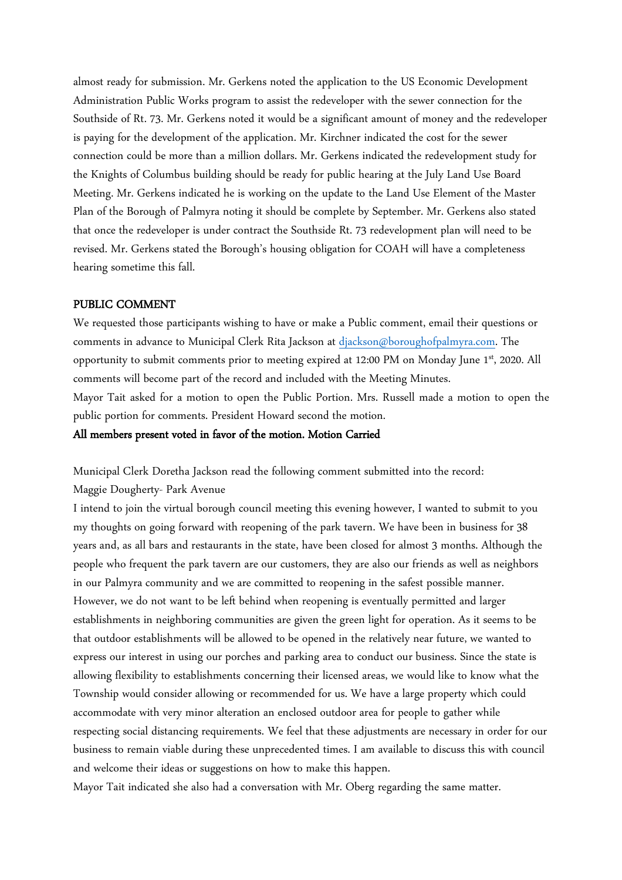almost ready for submission. Mr. Gerkens noted the application to the US Economic Development Administration Public Works program to assist the redeveloper with the sewer connection for the Southside of Rt. 73. Mr. Gerkens noted it would be a significant amount of money and the redeveloper is paying for the development of the application. Mr. Kirchner indicated the cost for the sewer connection could be more than a million dollars. Mr. Gerkens indicated the redevelopment study for the Knights of Columbus building should be ready for public hearing at the July Land Use Board Meeting. Mr. Gerkens indicated he is working on the update to the Land Use Element of the Master Plan of the Borough of Palmyra noting it should be complete by September. Mr. Gerkens also stated that once the redeveloper is under contract the Southside Rt. 73 redevelopment plan will need to be revised. Mr. Gerkens stated the Borough's housing obligation for COAH will have a completeness hearing sometime this fall.

**PUBLIC COMMENT**

We requested those participants wishing to have or make a Public comment, email their questions or comments in advance to Municipal Clerk Rita Jackson at djackson@boroughofpalmyra.com. The opportunity to submit comments prior to meeting expired at 12:00 PM on Monday June 1st, 2020. All comments will become part of the record and included with the Meeting Minutes.

Mayor Tait asked for a motion to open the Public Portion. Mrs. Russell made a motion to open the public portion for comments. President Howard second the motion.

**All members present voted in favor of the motion. Motion Carried**

Municipal Clerk Doretha Jackson read the following comment submitted into the record:

Maggie Dougherty- Park Avenue

I intend to join the virtual borough council meeting this evening however, I wanted to submit to you my thoughts on going forward with reopening of the park tavern. We have been in business for 38 years and, as all bars and restaurants in the state, have been closed for almost 3 months. Although the people who frequent the park tavern are our customers, they are also our friends as well as neighbors in our Palmyra community and we are committed to reopening in the safest possible manner. However, we do not want to be left behind when reopening is eventually permitted and larger establishments in neighboring communities are given the green light for operation. As it seems to be that outdoor establishments will be allowed to be opened in the relatively near future, we wanted to express our interest in using our porches and parking area to conduct our business. Since the state is allowing flexibility to establishments concerning their licensed areas, we would like to know what the Township would consider allowing or recommended for us. We have a large property which could accommodate with very minor alteration an enclosed outdoor area for people to gather while respecting social distancing requirements. We feel that these adjustments are necessary in order for our business to remain viable during these unprecedented times. I am available to discuss this with council and welcome their ideas or suggestions on how to make this happen.

Mayor Tait indicated she also had a conversation with Mr. Oberg regarding the same matter.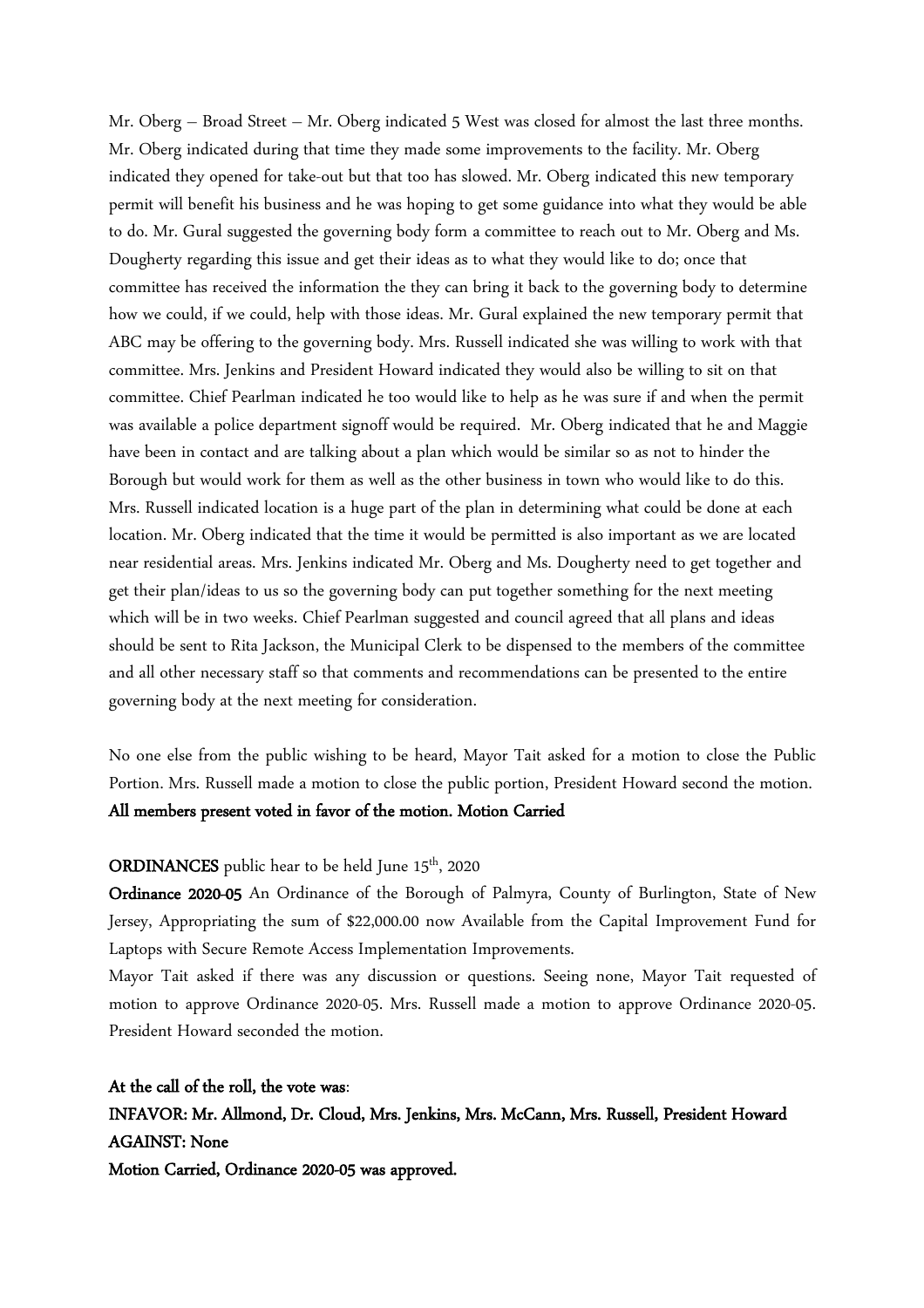Mr. Oberg – Broad Street – Mr. Oberg indicated 5 West was closed for almost the last three months. Mr. Oberg indicated during that time they made some improvements to the facility. Mr. Oberg indicated they opened for take-out but that too has slowed. Mr. Oberg indicated this new temporary permit will benefit his business and he was hoping to get some guidance into what they would be able to do. Mr. Gural suggested the governing body form a committee to reach out to Mr. Oberg and Ms. Dougherty regarding this issue and get their ideas as to what they would like to do; once that committee has received the information the they can bring it back to the governing body to determine how we could, if we could, help with those ideas. Mr. Gural explained the new temporary permit that ABC may be offering to the governing body. Mrs. Russell indicated she was willing to work with that committee. Mrs. Jenkins and President Howard indicated they would also be willing to sit on that committee. Chief Pearlman indicated he too would like to help as he was sure if and when the permit was available a police department signoff would be required. Mr. Oberg indicated that he and Maggie have been in contact and are talking about a plan which would be similar so as not to hinder the Borough but would work for them as well as the other business in town who would like to do this. Mrs. Russell indicated location is a huge part of the plan in determining what could be done at each location. Mr. Oberg indicated that the time it would be permitted is also important as we are located near residential areas. Mrs. Jenkins indicated Mr. Oberg and Ms. Dougherty need to get together and get their plan/ideas to us so the governing body can put together something for the next meeting which will be in two weeks. Chief Pearlman suggested and council agreed that all plans and ideas should be sent to Rita Jackson, the Municipal Clerk to be dispensed to the members of the committee and all other necessary staff so that comments and recommendations can be presented to the entire governing body at the next meeting for consideration.

No one else from the public wishing to be heard, Mayor Tait asked for a motion to close the Public Portion. Mrs. Russell made a motion to close the public portion, President Howard second the motion. **All members present voted in favor of the motion. Motion Carried**

**ORDINANCES** public hear to be held June 15th, 2020

**Ordinance 2020-05** An Ordinance of the Borough of Palmyra, County of Burlington, State of New Jersey, Appropriating the sum of $22,000.00 now Available from the Capital Improvement Fund for Laptops with Secure Remote Access Implementation Improvements.

Mayor Tait asked if there was any discussion or questions. Seeing none, Mayor Tait requested of motion to approve Ordinance 2020-05. Mrs. Russell made a motion to approve Ordinance 2020-05. President Howard seconded the motion.

**At the call of the roll, the vote was**:

**INFAVOR: Mr. Allmond, Dr. Cloud, Mrs. Jenkins, Mrs. McCann, Mrs. Russell, President Howard**

**AGAINST: None**

**Motion Carried, Ordinance 2020-05 was approved.**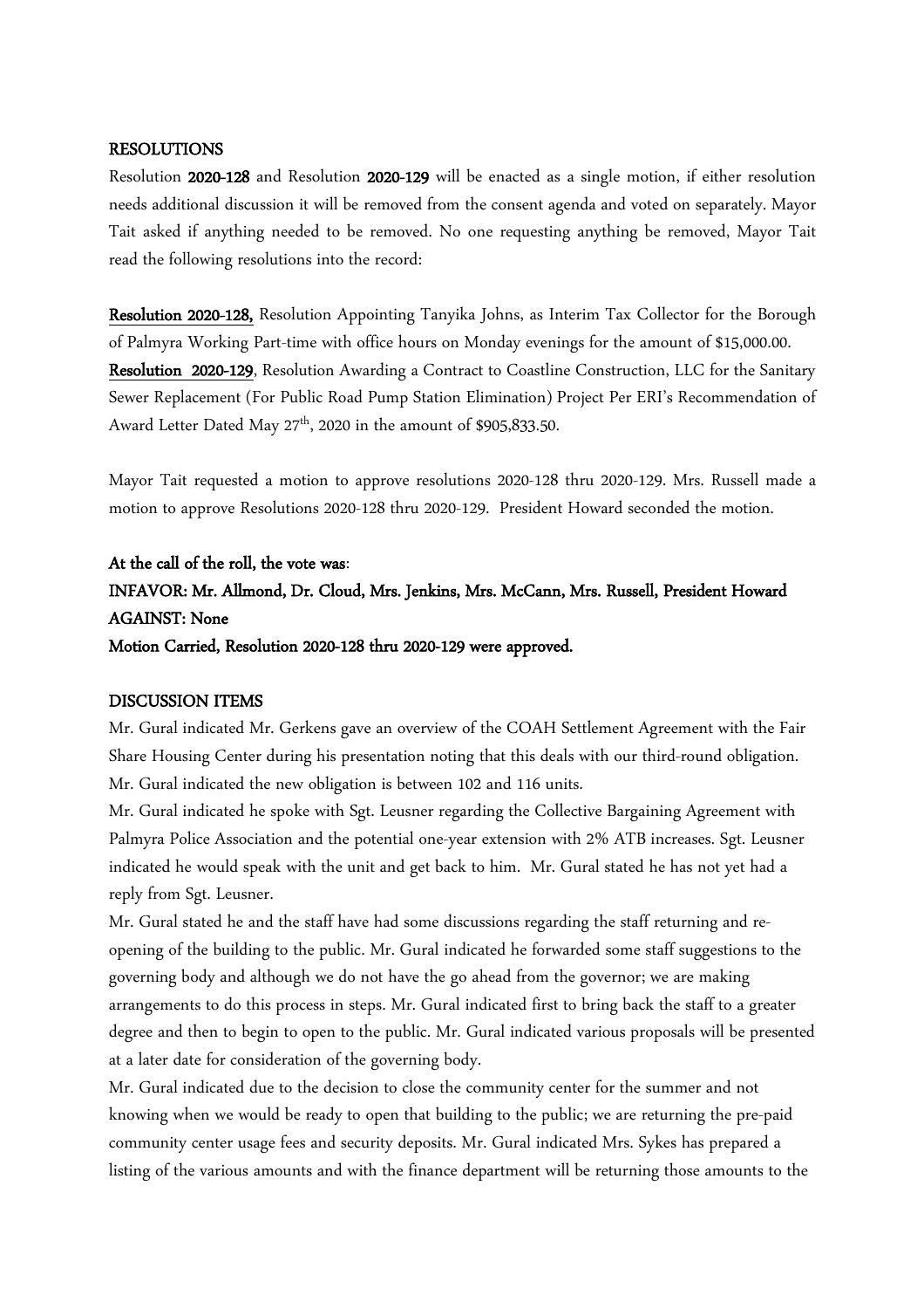## RESOLUTIONS

Resolution **2020-128** and Resolution **2020-129** will be enacted as a single motion, if either resolution needs additional discussion it will be removed from the consent agenda and voted on separately. Mayor Tait asked if anything needed to be removed. No one requesting anything be removed, Mayor Tait read the following resolutions into the record:

**Resolution 2020-128,** Resolution Appointing Tanyika Johns, as Interim Tax Collector for the Borough of Palmyra Working Part-time with office hours on Monday evenings for the amount of $15,000.00.
**Resolution 2020-129**, Resolution Awarding a Contract to Coastline Construction, LLC for the Sanitary Sewer Replacement (For Public Road Pump Station Elimination) Project Per ERI's Recommendation of Award Letter Dated May 27th, 2020 in the amount of $905,833.50.

Mayor Tait requested a motion to approve resolutions 2020-128 thru 2020-129. Mrs. Russell made a motion to approve Resolutions 2020-128 thru 2020-129. President Howard seconded the motion.

**At the call of the roll, the vote was**:
**INFAVOR: Mr. Allmond, Dr. Cloud, Mrs. Jenkins, Mrs. McCann, Mrs. Russell, President Howard**
**AGAINST: None**
**Motion Carried, Resolution 2020-128 thru 2020-129 were approved.**

## DISCUSSION ITEMS

Mr. Gural indicated Mr. Gerkens gave an overview of the COAH Settlement Agreement with the Fair Share Housing Center during his presentation noting that this deals with our third-round obligation. Mr. Gural indicated the new obligation is between 102 and 116 units.

Mr. Gural indicated he spoke with Sgt. Leusner regarding the Collective Bargaining Agreement with Palmyra Police Association and the potential one-year extension with 2% ATB increases. Sgt. Leusner indicated he would speak with the unit and get back to him. Mr. Gural stated he has not yet had a reply from Sgt. Leusner.

Mr. Gural stated he and the staff have had some discussions regarding the staff returning and re-opening of the building to the public. Mr. Gural indicated he forwarded some staff suggestions to the governing body and although we do not have the go ahead from the governor; we are making arrangements to do this process in steps. Mr. Gural indicated first to bring back the staff to a greater degree and then to begin to open to the public. Mr. Gural indicated various proposals will be presented at a later date for consideration of the governing body.

Mr. Gural indicated due to the decision to close the community center for the summer and not knowing when we would be ready to open that building to the public; we are returning the pre-paid community center usage fees and security deposits. Mr. Gural indicated Mrs. Sykes has prepared a listing of the various amounts and with the finance department will be returning those amounts to the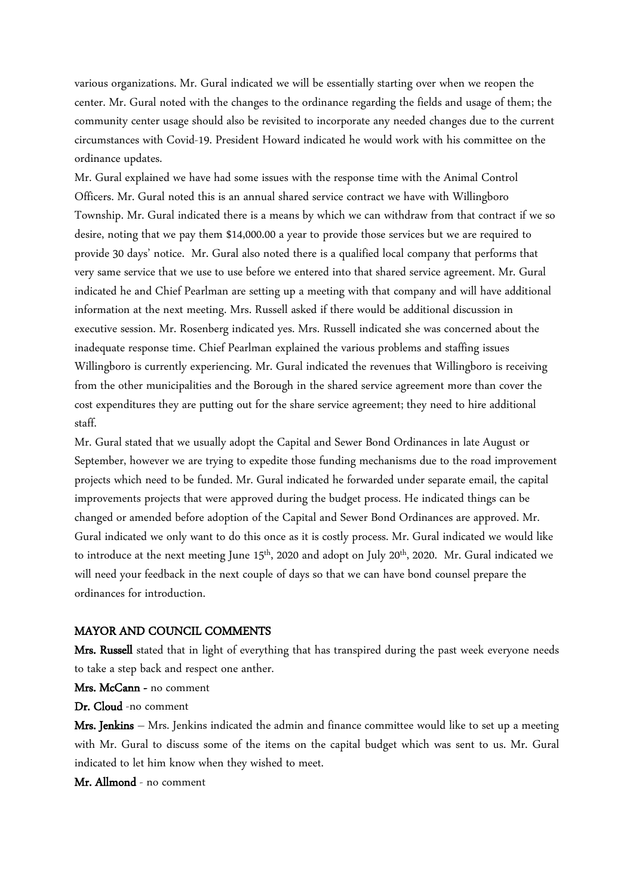various organizations. Mr. Gural indicated we will be essentially starting over when we reopen the center. Mr. Gural noted with the changes to the ordinance regarding the fields and usage of them; the community center usage should also be revisited to incorporate any needed changes due to the current circumstances with Covid-19. President Howard indicated he would work with his committee on the ordinance updates.

Mr. Gural explained we have had some issues with the response time with the Animal Control Officers. Mr. Gural noted this is an annual shared service contract we have with Willingboro Township. Mr. Gural indicated there is a means by which we can withdraw from that contract if we so desire, noting that we pay them $14,000.00 a year to provide those services but we are required to provide 30 days' notice. Mr. Gural also noted there is a qualified local company that performs that very same service that we use to use before we entered into that shared service agreement. Mr. Gural indicated he and Chief Pearlman are setting up a meeting with that company and will have additional information at the next meeting. Mrs. Russell asked if there would be additional discussion in executive session. Mr. Rosenberg indicated yes. Mrs. Russell indicated she was concerned about the inadequate response time. Chief Pearlman explained the various problems and staffing issues Willingboro is currently experiencing. Mr. Gural indicated the revenues that Willingboro is receiving from the other municipalities and the Borough in the shared service agreement more than cover the cost expenditures they are putting out for the share service agreement; they need to hire additional staff.

Mr. Gural stated that we usually adopt the Capital and Sewer Bond Ordinances in late August or September, however we are trying to expedite those funding mechanisms due to the road improvement projects which need to be funded. Mr. Gural indicated he forwarded under separate email, the capital improvements projects that were approved during the budget process. He indicated things can be changed or amended before adoption of the Capital and Sewer Bond Ordinances are approved. Mr. Gural indicated we only want to do this once as it is costly process. Mr. Gural indicated we would like to introduce at the next meeting June 15th, 2020 and adopt on July 20th, 2020. Mr. Gural indicated we will need your feedback in the next couple of days so that we can have bond counsel prepare the ordinances for introduction.

## MAYOR AND COUNCIL COMMENTS

**Mrs. Russell** stated that in light of everything that has transpired during the past week everyone needs to take a step back and respect one anther.

**Mrs. McCann -** no comment

**Dr. Cloud** -no comment

**Mrs. Jenkins** – Mrs. Jenkins indicated the admin and finance committee would like to set up a meeting with Mr. Gural to discuss some of the items on the capital budget which was sent to us. Mr. Gural indicated to let him know when they wished to meet.

**Mr. Allmond** - no comment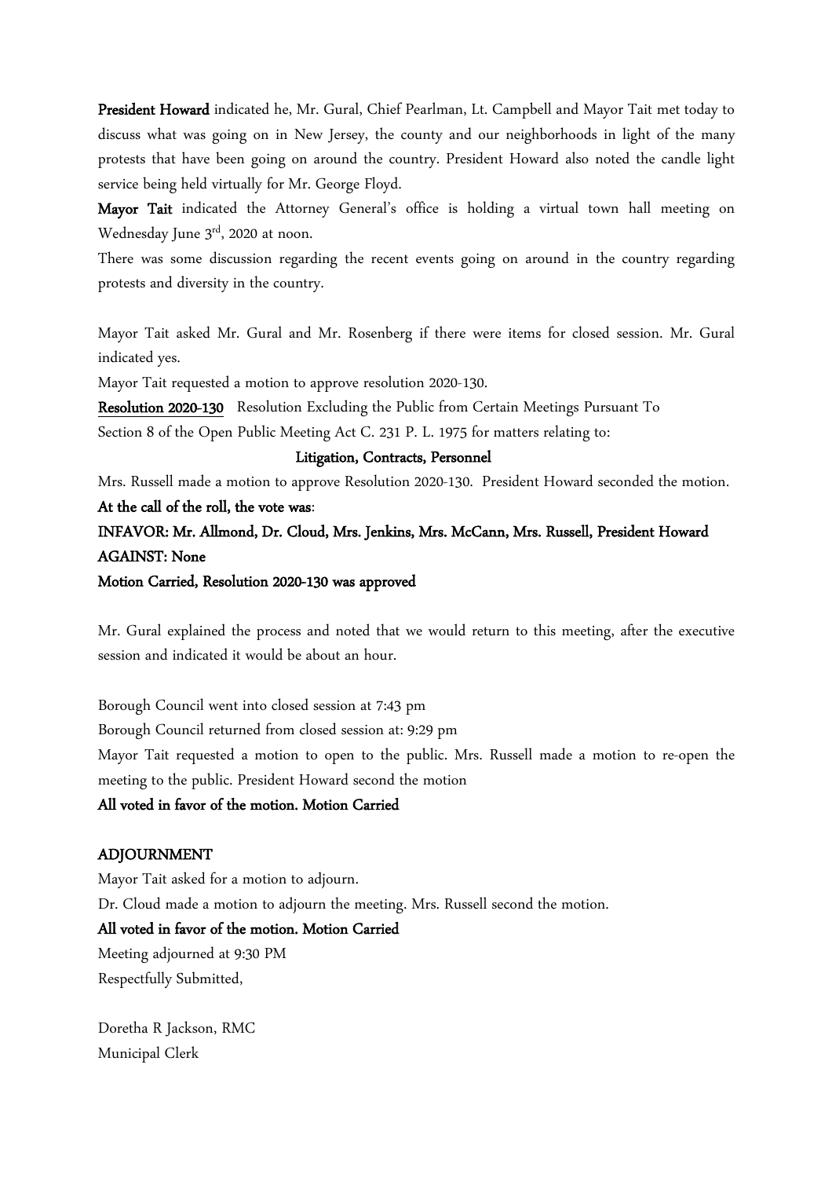**President Howard** indicated he, Mr. Gural, Chief Pearlman, Lt. Campbell and Mayor Tait met today to discuss what was going on in New Jersey, the county and our neighborhoods in light of the many protests that have been going on around the country. President Howard also noted the candle light service being held virtually for Mr. George Floyd.

**Mayor Tait** indicated the Attorney General's office is holding a virtual town hall meeting on Wednesday June 3rd, 2020 at noon.

There was some discussion regarding the recent events going on around in the country regarding protests and diversity in the country.

Mayor Tait asked Mr. Gural and Mr. Rosenberg if there were items for closed session. Mr. Gural indicated yes.

Mayor Tait requested a motion to approve resolution 2020-130.

**Resolution 2020-130** Resolution Excluding the Public from Certain Meetings Pursuant To Section 8 of the Open Public Meeting Act C. 231 P. L. 1975 for matters relating to:

**Litigation, Contracts, Personnel**

Mrs. Russell made a motion to approve Resolution 2020-130. President Howard seconded the motion.

**At the call of the roll, the vote was**:

**INFAVOR: Mr. Allmond, Dr. Cloud, Mrs. Jenkins, Mrs. McCann, Mrs. Russell, President Howard**

**AGAINST: None**

**Motion Carried, Resolution 2020-130 was approved**

Mr. Gural explained the process and noted that we would return to this meeting, after the executive session and indicated it would be about an hour.

Borough Council went into closed session at 7:43 pm

Borough Council returned from closed session at: 9:29 pm

Mayor Tait requested a motion to open to the public. Mrs. Russell made a motion to re-open the meeting to the public. President Howard second the motion

**All voted in favor of the motion. Motion Carried**

## ADJOURNMENT

Mayor Tait asked for a motion to adjourn.

Dr. Cloud made a motion to adjourn the meeting. Mrs. Russell second the motion.

**All voted in favor of the motion. Motion Carried**

Meeting adjourned at 9:30 PM

Respectfully Submitted,

Doretha R Jackson, RMC

Municipal Clerk